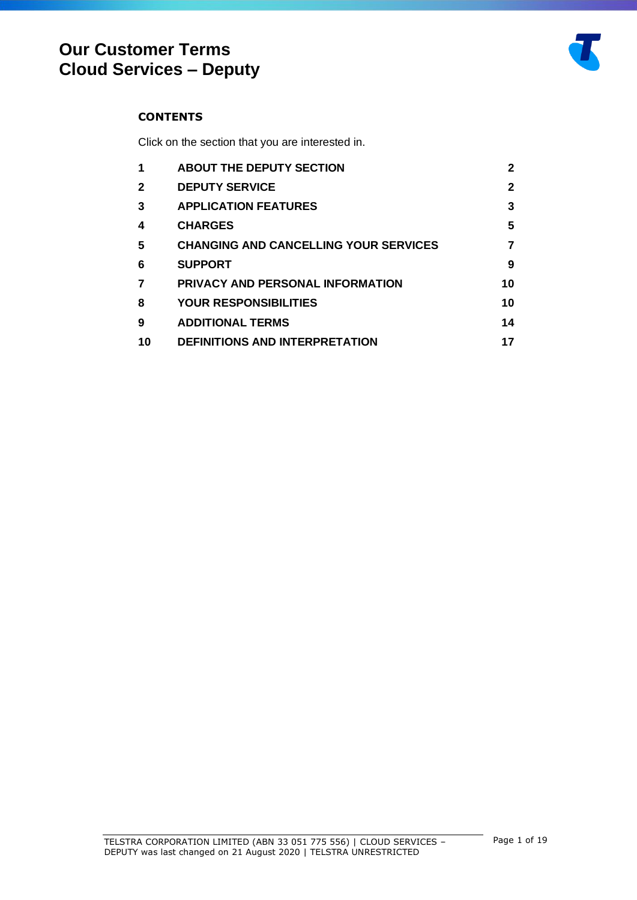# Our Customer Terms
# Cloud Services – Deputy

**CONTENTS**

Click on the section that you are interested in.

| | | |
|---|---|---|
| **1** | **ABOUT THE DEPUTY SECTION** | **2** |
| **2** | **DEPUTY SERVICE** | **2** |
| **3** | **APPLICATION FEATURES** | **3** |
| **4** | **CHARGES** | **5** |
| **5** | **CHANGING AND CANCELLING YOUR SERVICES** | **7** |
| **6** | **SUPPORT** | **9** |
| **7** | **PRIVACY AND PERSONAL INFORMATION** | **10** |
| **8** | **YOUR RESPONSIBILITIES** | **10** |
| **9** | **ADDITIONAL TERMS** | **14** |
| **10** | **DEFINITIONS AND INTERPRETATION** | **17** |

TELSTRA CORPORATION LIMITED (ABN 33 051 775 556) | CLOUD SERVICES – DEPUTY was last changed on 21 August 2020 | TELSTRA UNRESTRICTED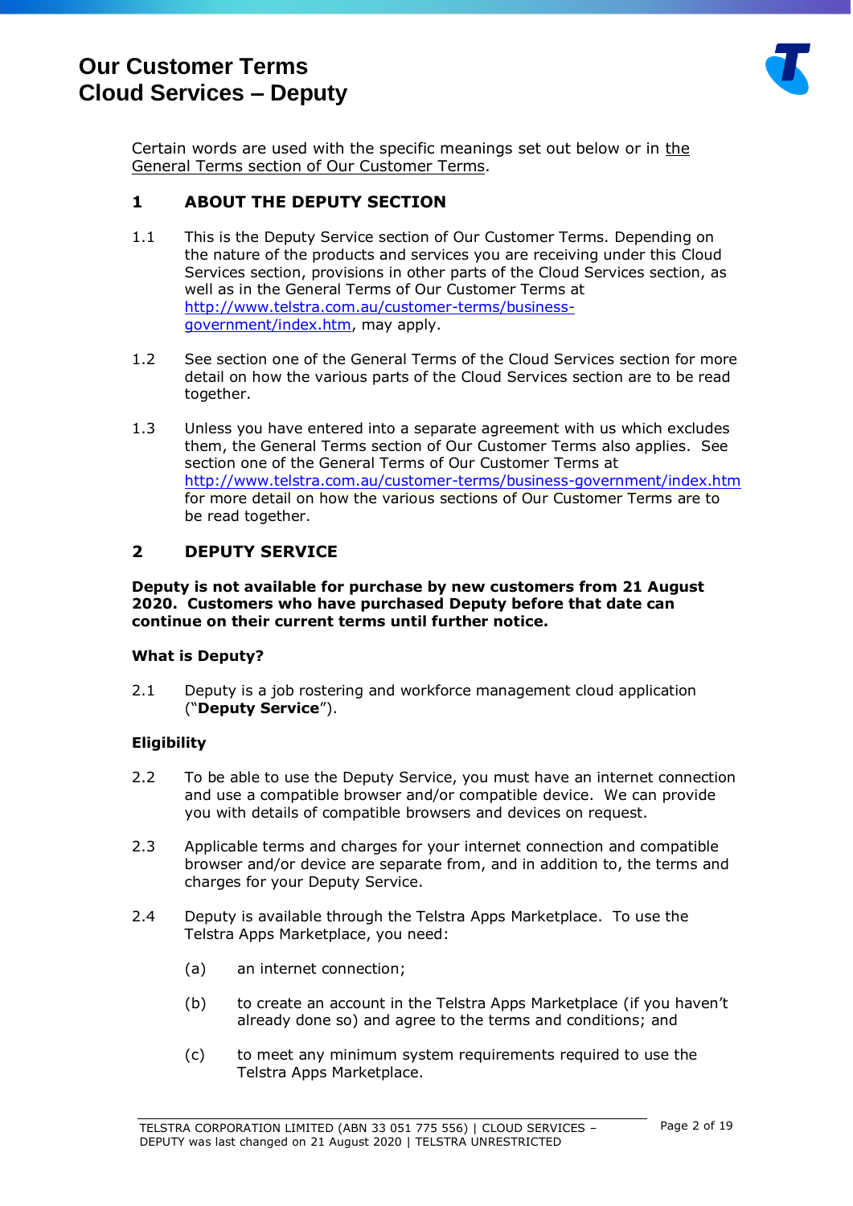# Our Customer Terms
# Cloud Services – Deputy

Certain words are used with the specific meanings set out below or in the General Terms section of Our Customer Terms.

## 1 ABOUT THE DEPUTY SECTION

1.1 This is the Deputy Service section of Our Customer Terms. Depending on the nature of the products and services you are receiving under this Cloud Services section, provisions in other parts of the Cloud Services section, as well as in the General Terms of Our Customer Terms at http://www.telstra.com.au/customer-terms/business-government/index.htm, may apply.

1.2 See section one of the General Terms of the Cloud Services section for more detail on how the various parts of the Cloud Services section are to be read together.

1.3 Unless you have entered into a separate agreement with us which excludes them, the General Terms section of Our Customer Terms also applies. See section one of the General Terms of Our Customer Terms at http://www.telstra.com.au/customer-terms/business-government/index.htm for more detail on how the various sections of Our Customer Terms are to be read together.

## 2 DEPUTY SERVICE

**Deputy is not available for purchase by new customers from 21 August 2020. Customers who have purchased Deputy before that date can continue on their current terms until further notice.**

### What is Deputy?

2.1 Deputy is a job rostering and workforce management cloud application ("**Deputy Service**").

### Eligibility

2.2 To be able to use the Deputy Service, you must have an internet connection and use a compatible browser and/or compatible device. We can provide you with details of compatible browsers and devices on request.

2.3 Applicable terms and charges for your internet connection and compatible browser and/or device are separate from, and in addition to, the terms and charges for your Deputy Service.

2.4 Deputy is available through the Telstra Apps Marketplace. To use the Telstra Apps Marketplace, you need:

(a) an internet connection;

(b) to create an account in the Telstra Apps Marketplace (if you haven't already done so) and agree to the terms and conditions; and

(c) to meet any minimum system requirements required to use the Telstra Apps Marketplace.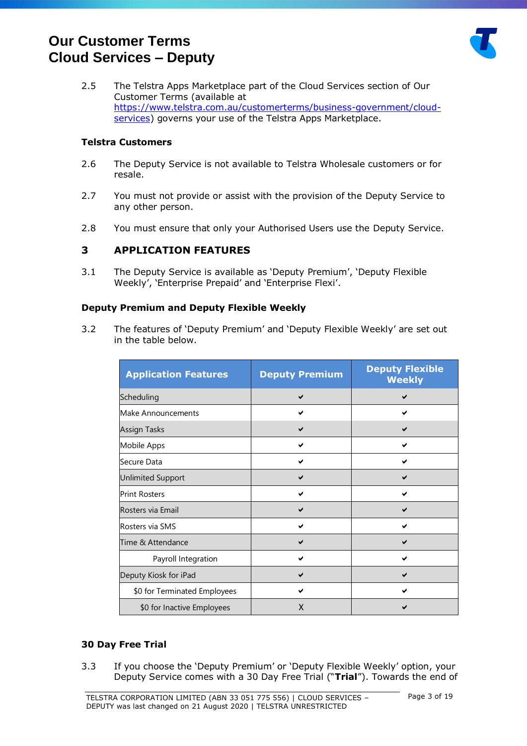2.5 The Telstra Apps Marketplace part of the Cloud Services section of Our Customer Terms (available at [https://www.telstra.com.au/customerterms/business-government/cloud-services](https://www.telstra.com.au/customerterms/business-government/cloud-services)) governs your use of the Telstra Apps Marketplace.

### Telstra Customers

2.6 The Deputy Service is not available to Telstra Wholesale customers or for resale.

2.7 You must not provide or assist with the provision of the Deputy Service to any other person.

2.8 You must ensure that only your Authorised Users use the Deputy Service.

## 3 APPLICATION FEATURES

3.1 The Deputy Service is available as 'Deputy Premium', 'Deputy Flexible Weekly', 'Enterprise Prepaid' and 'Enterprise Flexi'.

### Deputy Premium and Deputy Flexible Weekly

3.2 The features of 'Deputy Premium' and 'Deputy Flexible Weekly' are set out in the table below.

| Application Features | Deputy Premium | Deputy Flexible Weekly |
| --- | --- | --- |
| Scheduling | ✔ | ✔ |
| Make Announcements | ✔ | ✔ |
| Assign Tasks | ✔ | ✔ |
| Mobile Apps | ✔ | ✔ |
| Secure Data | ✔ | ✔ |
| Unlimited Support | ✔ | ✔ |
| Print Rosters | ✔ | ✔ |
| Rosters via Email | ✔ | ✔ |
| Rosters via SMS | ✔ | ✔ |
| Time & Attendance | ✔ | ✔ |
| Payroll Integration | ✔ | ✔ |
| Deputy Kiosk for iPad | ✔ | ✔ |
| $0 for Terminated Employees | ✔ | ✔ |
| $0 for Inactive Employees | X | ✔ |

### 30 Day Free Trial

3.3 If you choose the 'Deputy Premium' or 'Deputy Flexible Weekly' option, your Deputy Service comes with a 30 Day Free Trial ("**Trial**"). Towards the end of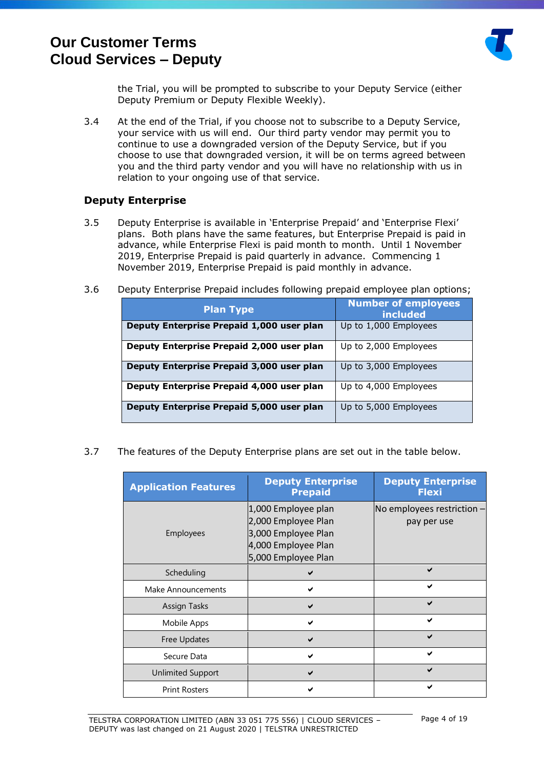the Trial, you will be prompted to subscribe to your Deputy Service (either Deputy Premium or Deputy Flexible Weekly).

3.4 At the end of the Trial, if you choose not to subscribe to a Deputy Service, your service with us will end. Our third party vendor may permit you to continue to use a downgraded version of the Deputy Service, but if you choose to use that downgraded version, it will be on terms agreed between you and the third party vendor and you will have no relationship with us in relation to your ongoing use of that service.

### Deputy Enterprise

3.5 Deputy Enterprise is available in 'Enterprise Prepaid' and 'Enterprise Flexi' plans. Both plans have the same features, but Enterprise Prepaid is paid in advance, while Enterprise Flexi is paid month to month. Until 1 November 2019, Enterprise Prepaid is paid quarterly in advance. Commencing 1 November 2019, Enterprise Prepaid is paid monthly in advance.

3.6 Deputy Enterprise Prepaid includes following prepaid employee plan options;

| Plan Type | Number of employees included |
|---|---|
| **Deputy Enterprise Prepaid 1,000 user plan** | Up to 1,000 Employees |
| **Deputy Enterprise Prepaid 2,000 user plan** | Up to 2,000 Employees |
| **Deputy Enterprise Prepaid 3,000 user plan** | Up to 3,000 Employees |
| **Deputy Enterprise Prepaid 4,000 user plan** | Up to 4,000 Employees |
| **Deputy Enterprise Prepaid 5,000 user plan** | Up to 5,000 Employees |

3.7 The features of the Deputy Enterprise plans are set out in the table below.

| Application Features | Deputy Enterprise Prepaid | Deputy Enterprise Flexi |
|---|---|---|
| Employees | 1,000 Employee plan<br>2,000 Employee Plan<br>3,000 Employee Plan<br>4,000 Employee Plan<br>5,000 Employee Plan | No employees restriction – pay per use |
| Scheduling | ✔ | ✔ |
| Make Announcements | ✔ | ✔ |
| Assign Tasks | ✔ | ✔ |
| Mobile Apps | ✔ | ✔ |
| Free Updates | ✔ | ✔ |
| Secure Data | ✔ | ✔ |
| Unlimited Support | ✔ | ✔ |
| Print Rosters | ✔ | ✔ |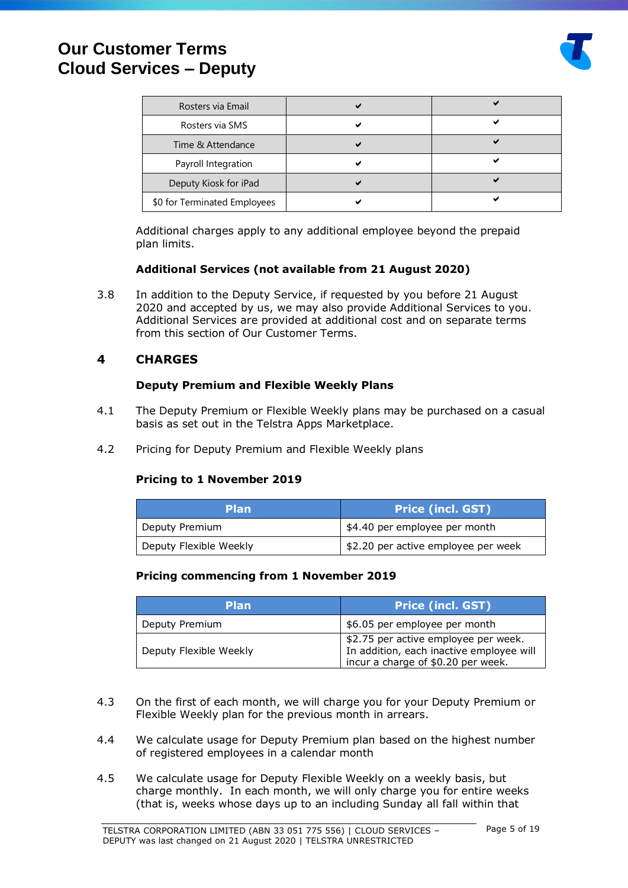| Rosters via Email | ✔ | ✔ |
|---|---|---|
| Rosters via SMS | ✔ | ✔ |
| Time & Attendance | ✔ | ✔ |
| Payroll Integration | ✔ | ✔ |
| Deputy Kiosk for iPad | ✔ | ✔ |
| $0 for Terminated Employees | ✔ | ✔ |

Additional charges apply to any additional employee beyond the prepaid plan limits.

**Additional Services (not available from 21 August 2020)**

3.8 In addition to the Deputy Service, if requested by you before 21 August 2020 and accepted by us, we may also provide Additional Services to you. Additional Services are provided at additional cost and on separate terms from this section of Our Customer Terms.

## 4 CHARGES

**Deputy Premium and Flexible Weekly Plans**

4.1 The Deputy Premium or Flexible Weekly plans may be purchased on a casual basis as set out in the Telstra Apps Marketplace.

4.2 Pricing for Deputy Premium and Flexible Weekly plans

**Pricing to 1 November 2019**

| Plan | Price (incl. GST) |
|---|---|
| Deputy Premium | $4.40 per employee per month |
| Deputy Flexible Weekly | $2.20 per active employee per week |

**Pricing commencing from 1 November 2019**

| Plan | Price (incl. GST) |
|---|---|
| Deputy Premium | $6.05 per employee per month |
| Deputy Flexible Weekly | $2.75 per active employee per week. In addition, each inactive employee will incur a charge of $0.20 per week. |

4.3 On the first of each month, we will charge you for your Deputy Premium or Flexible Weekly plan for the previous month in arrears.

4.4 We calculate usage for Deputy Premium plan based on the highest number of registered employees in a calendar month

4.5 We calculate usage for Deputy Flexible Weekly on a weekly basis, but charge monthly. In each month, we will only charge you for entire weeks (that is, weeks whose days up to an including Sunday all fall within that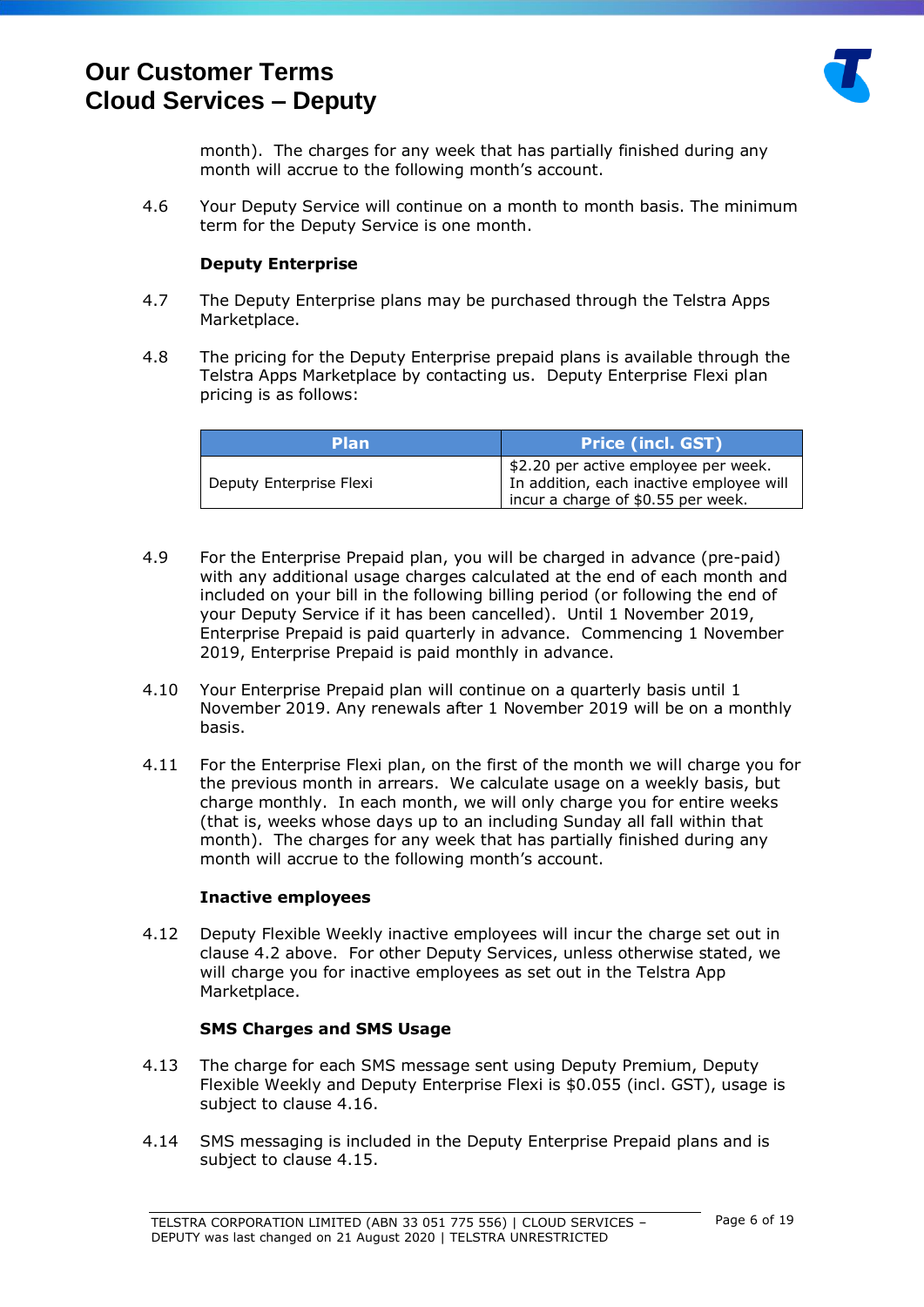month). The charges for any week that has partially finished during any month will accrue to the following month's account.

4.6 Your Deputy Service will continue on a month to month basis. The minimum term for the Deputy Service is one month.

**Deputy Enterprise**

4.7 The Deputy Enterprise plans may be purchased through the Telstra Apps Marketplace.

4.8 The pricing for the Deputy Enterprise prepaid plans is available through the Telstra Apps Marketplace by contacting us. Deputy Enterprise Flexi plan pricing is as follows:

| Plan | Price (incl. GST) |
|---|---|
| Deputy Enterprise Flexi | $2.20 per active employee per week. In addition, each inactive employee will incur a charge of $0.55 per week. |

4.9 For the Enterprise Prepaid plan, you will be charged in advance (pre-paid) with any additional usage charges calculated at the end of each month and included on your bill in the following billing period (or following the end of your Deputy Service if it has been cancelled). Until 1 November 2019, Enterprise Prepaid is paid quarterly in advance. Commencing 1 November 2019, Enterprise Prepaid is paid monthly in advance.

4.10 Your Enterprise Prepaid plan will continue on a quarterly basis until 1 November 2019. Any renewals after 1 November 2019 will be on a monthly basis.

4.11 For the Enterprise Flexi plan, on the first of the month we will charge you for the previous month in arrears. We calculate usage on a weekly basis, but charge monthly. In each month, we will only charge you for entire weeks (that is, weeks whose days up to an including Sunday all fall within that month). The charges for any week that has partially finished during any month will accrue to the following month's account.

**Inactive employees**

4.12 Deputy Flexible Weekly inactive employees will incur the charge set out in clause 4.2 above. For other Deputy Services, unless otherwise stated, we will charge you for inactive employees as set out in the Telstra App Marketplace.

**SMS Charges and SMS Usage**

4.13 The charge for each SMS message sent using Deputy Premium, Deputy Flexible Weekly and Deputy Enterprise Flexi is $0.055 (incl. GST), usage is subject to clause 4.16.

4.14 SMS messaging is included in the Deputy Enterprise Prepaid plans and is subject to clause 4.15.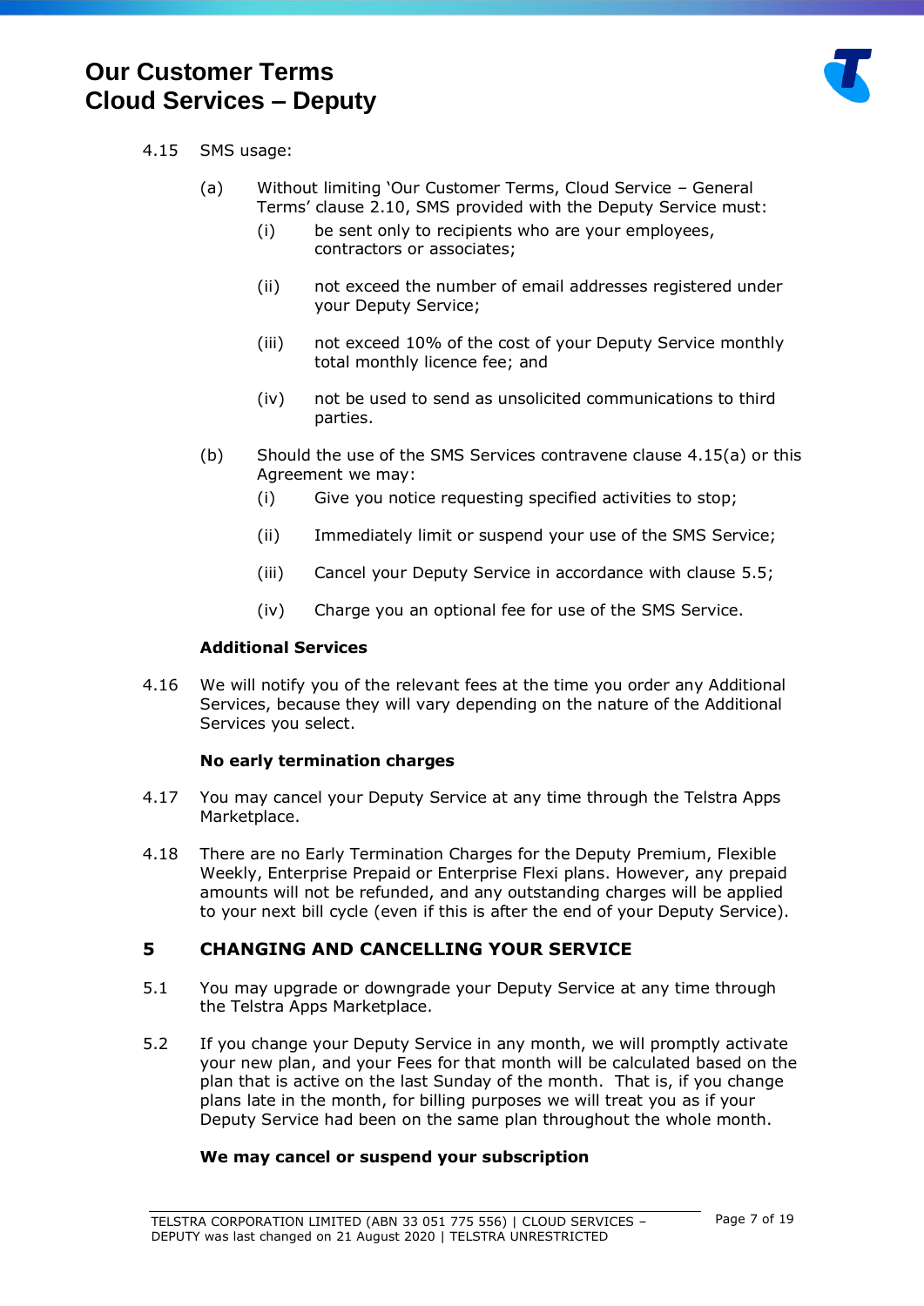4.15 SMS usage:

(a) Without limiting 'Our Customer Terms, Cloud Service – General Terms' clause 2.10, SMS provided with the Deputy Service must:

(i) be sent only to recipients who are your employees, contractors or associates;

(ii) not exceed the number of email addresses registered under your Deputy Service;

(iii) not exceed 10% of the cost of your Deputy Service monthly total monthly licence fee; and

(iv) not be used to send as unsolicited communications to third parties.

(b) Should the use of the SMS Services contravene clause 4.15(a) or this Agreement we may:

(i) Give you notice requesting specified activities to stop;

(ii) Immediately limit or suspend your use of the SMS Service;

(iii) Cancel your Deputy Service in accordance with clause 5.5;

(iv) Charge you an optional fee for use of the SMS Service.

**Additional Services**

4.16 We will notify you of the relevant fees at the time you order any Additional Services, because they will vary depending on the nature of the Additional Services you select.

**No early termination charges**

4.17 You may cancel your Deputy Service at any time through the Telstra Apps Marketplace.

4.18 There are no Early Termination Charges for the Deputy Premium, Flexible Weekly, Enterprise Prepaid or Enterprise Flexi plans. However, any prepaid amounts will not be refunded, and any outstanding charges will be applied to your next bill cycle (even if this is after the end of your Deputy Service).

## 5 CHANGING AND CANCELLING YOUR SERVICE

5.1 You may upgrade or downgrade your Deputy Service at any time through the Telstra Apps Marketplace.

5.2 If you change your Deputy Service in any month, we will promptly activate your new plan, and your Fees for that month will be calculated based on the plan that is active on the last Sunday of the month. That is, if you change plans late in the month, for billing purposes we will treat you as if your Deputy Service had been on the same plan throughout the whole month.

**We may cancel or suspend your subscription**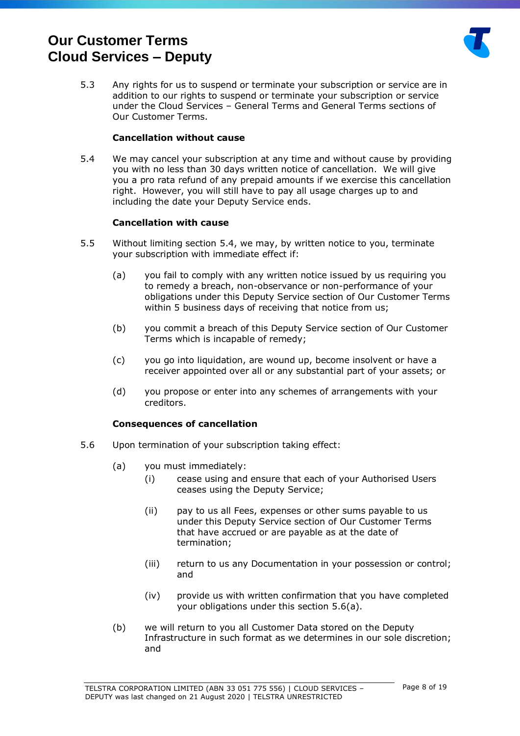5.3 Any rights for us to suspend or terminate your subscription or service are in addition to our rights to suspend or terminate your subscription or service under the Cloud Services – General Terms and General Terms sections of Our Customer Terms.

**Cancellation without cause**

5.4 We may cancel your subscription at any time and without cause by providing you with no less than 30 days written notice of cancellation. We will give you a pro rata refund of any prepaid amounts if we exercise this cancellation right. However, you will still have to pay all usage charges up to and including the date your Deputy Service ends.

**Cancellation with cause**

5.5 Without limiting section 5.4, we may, by written notice to you, terminate your subscription with immediate effect if:

(a) you fail to comply with any written notice issued by us requiring you to remedy a breach, non-observance or non-performance of your obligations under this Deputy Service section of Our Customer Terms within 5 business days of receiving that notice from us;

(b) you commit a breach of this Deputy Service section of Our Customer Terms which is incapable of remedy;

(c) you go into liquidation, are wound up, become insolvent or have a receiver appointed over all or any substantial part of your assets; or

(d) you propose or enter into any schemes of arrangements with your creditors.

**Consequences of cancellation**

5.6 Upon termination of your subscription taking effect:

(a) you must immediately:

(i) cease using and ensure that each of your Authorised Users ceases using the Deputy Service;

(ii) pay to us all Fees, expenses or other sums payable to us under this Deputy Service section of Our Customer Terms that have accrued or are payable as at the date of termination;

(iii) return to us any Documentation in your possession or control; and

(iv) provide us with written confirmation that you have completed your obligations under this section 5.6(a).

(b) we will return to you all Customer Data stored on the Deputy Infrastructure in such format as we determines in our sole discretion; and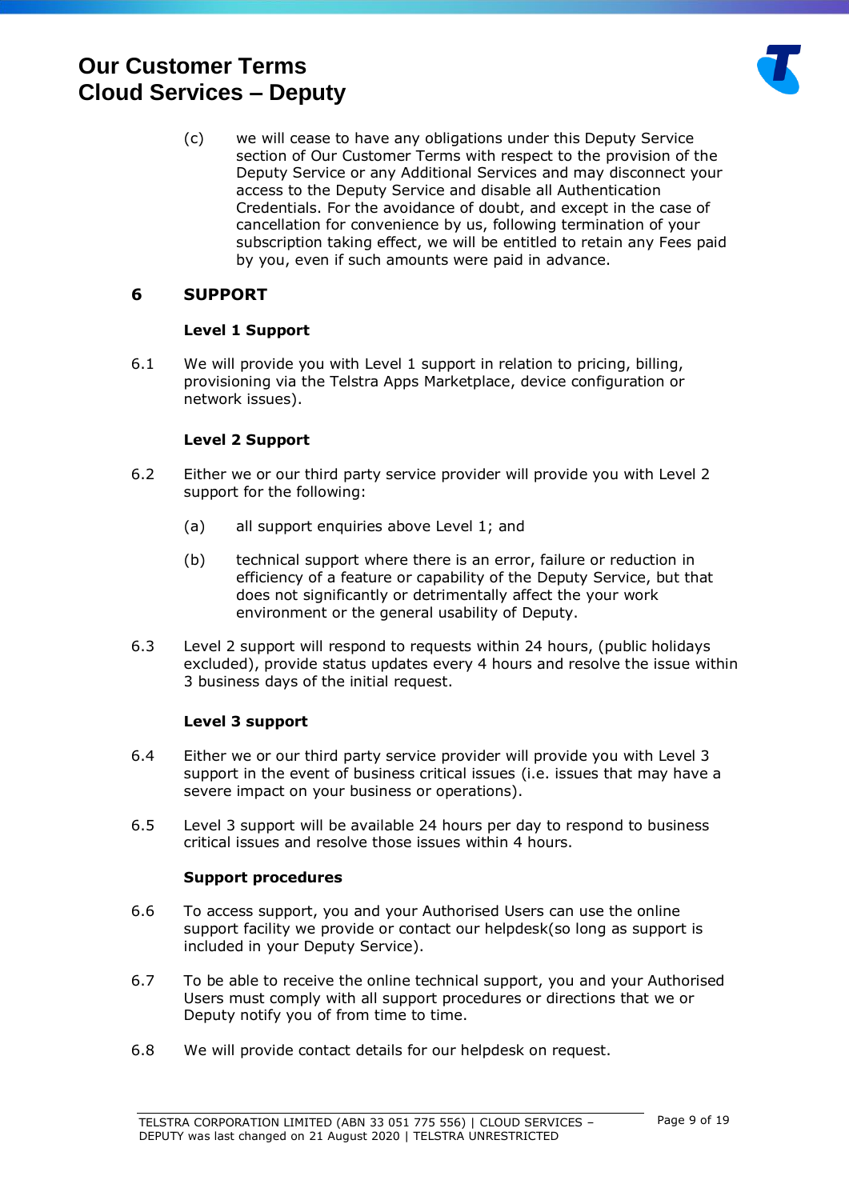(c) we will cease to have any obligations under this Deputy Service section of Our Customer Terms with respect to the provision of the Deputy Service or any Additional Services and may disconnect your access to the Deputy Service and disable all Authentication Credentials. For the avoidance of doubt, and except in the case of cancellation for convenience by us, following termination of your subscription taking effect, we will be entitled to retain any Fees paid by you, even if such amounts were paid in advance.

## 6 SUPPORT

**Level 1 Support**

6.1 We will provide you with Level 1 support in relation to pricing, billing, provisioning via the Telstra Apps Marketplace, device configuration or network issues).

**Level 2 Support**

6.2 Either we or our third party service provider will provide you with Level 2 support for the following:

(a) all support enquiries above Level 1; and

(b) technical support where there is an error, failure or reduction in efficiency of a feature or capability of the Deputy Service, but that does not significantly or detrimentally affect the your work environment or the general usability of Deputy.

6.3 Level 2 support will respond to requests within 24 hours, (public holidays excluded), provide status updates every 4 hours and resolve the issue within 3 business days of the initial request.

**Level 3 support**

6.4 Either we or our third party service provider will provide you with Level 3 support in the event of business critical issues (i.e. issues that may have a severe impact on your business or operations).

6.5 Level 3 support will be available 24 hours per day to respond to business critical issues and resolve those issues within 4 hours.

**Support procedures**

6.6 To access support, you and your Authorised Users can use the online support facility we provide or contact our helpdesk(so long as support is included in your Deputy Service).

6.7 To be able to receive the online technical support, you and your Authorised Users must comply with all support procedures or directions that we or Deputy notify you of from time to time.

6.8 We will provide contact details for our helpdesk on request.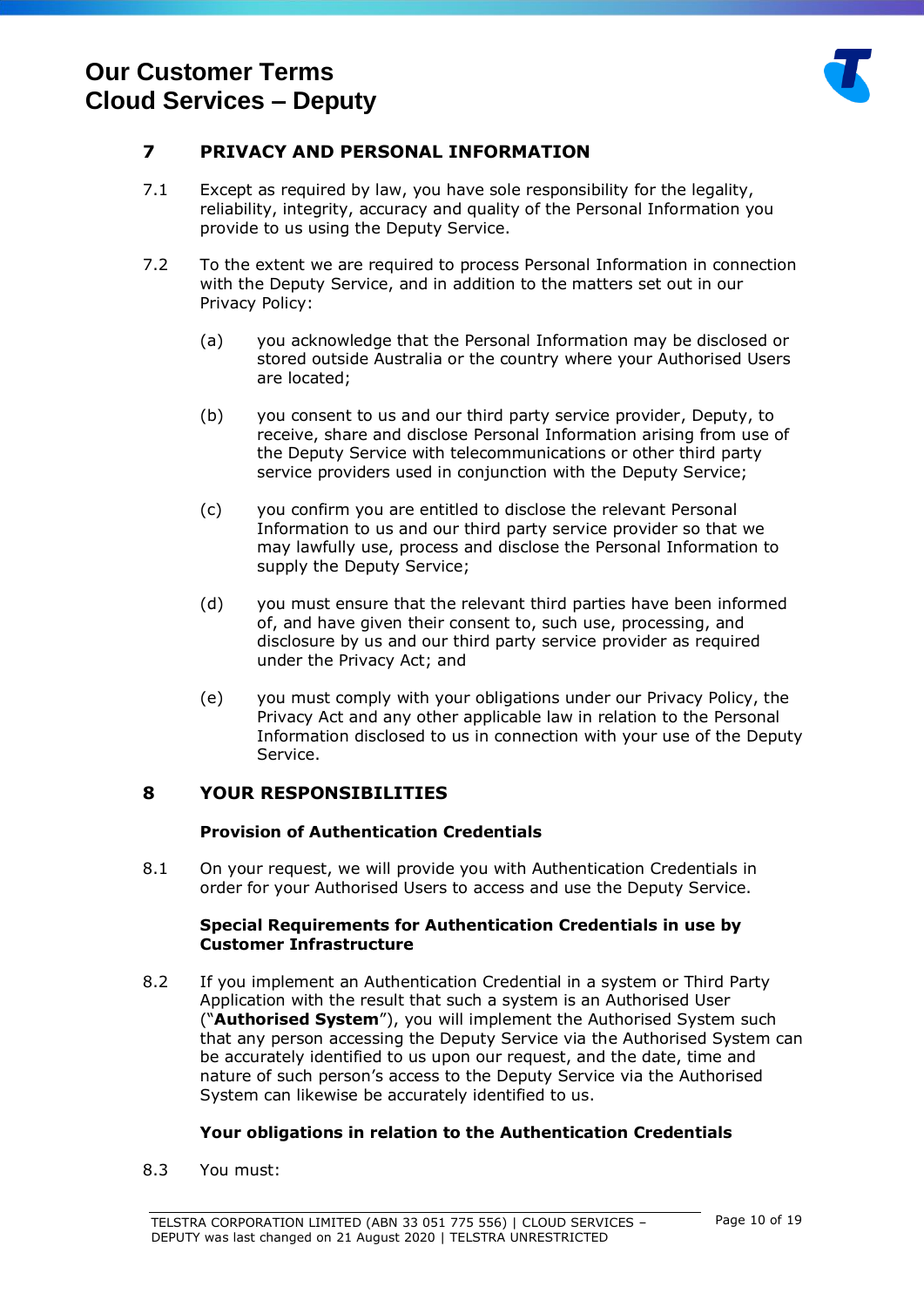## 7 PRIVACY AND PERSONAL INFORMATION

7.1 Except as required by law, you have sole responsibility for the legality, reliability, integrity, accuracy and quality of the Personal Information you provide to us using the Deputy Service.

7.2 To the extent we are required to process Personal Information in connection with the Deputy Service, and in addition to the matters set out in our Privacy Policy:

(a) you acknowledge that the Personal Information may be disclosed or stored outside Australia or the country where your Authorised Users are located;

(b) you consent to us and our third party service provider, Deputy, to receive, share and disclose Personal Information arising from use of the Deputy Service with telecommunications or other third party service providers used in conjunction with the Deputy Service;

(c) you confirm you are entitled to disclose the relevant Personal Information to us and our third party service provider so that we may lawfully use, process and disclose the Personal Information to supply the Deputy Service;

(d) you must ensure that the relevant third parties have been informed of, and have given their consent to, such use, processing, and disclosure by us and our third party service provider as required under the Privacy Act; and

(e) you must comply with your obligations under our Privacy Policy, the Privacy Act and any other applicable law in relation to the Personal Information disclosed to us in connection with your use of the Deputy Service.

## 8 YOUR RESPONSIBILITIES

**Provision of Authentication Credentials**

8.1 On your request, we will provide you with Authentication Credentials in order for your Authorised Users to access and use the Deputy Service.

**Special Requirements for Authentication Credentials in use by Customer Infrastructure**

8.2 If you implement an Authentication Credential in a system or Third Party Application with the result that such a system is an Authorised User ("**Authorised System**"), you will implement the Authorised System such that any person accessing the Deputy Service via the Authorised System can be accurately identified to us upon our request, and the date, time and nature of such person's access to the Deputy Service via the Authorised System can likewise be accurately identified to us.

**Your obligations in relation to the Authentication Credentials**

8.3 You must: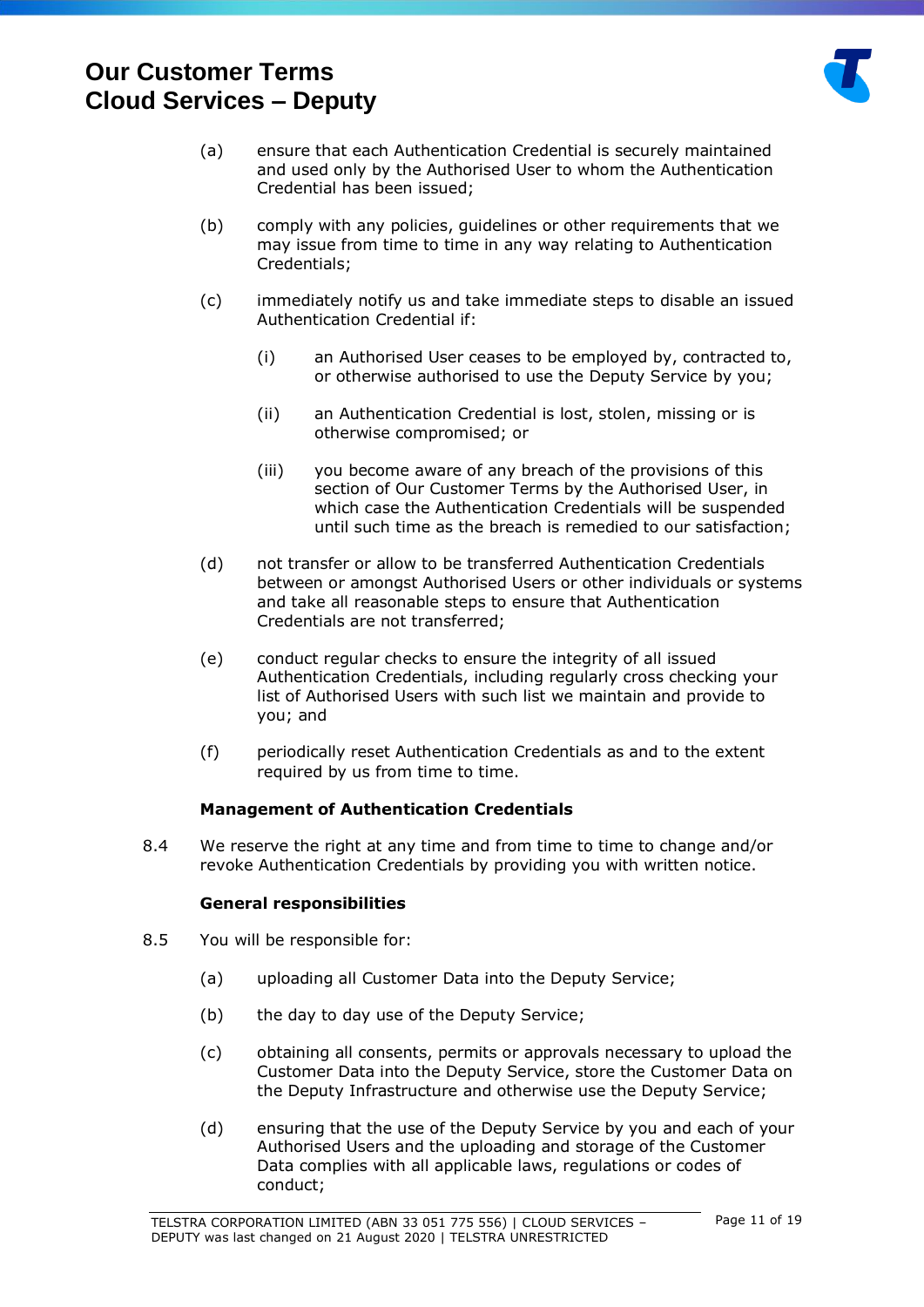(a) ensure that each Authentication Credential is securely maintained and used only by the Authorised User to whom the Authentication Credential has been issued;

(b) comply with any policies, guidelines or other requirements that we may issue from time to time in any way relating to Authentication Credentials;

(c) immediately notify us and take immediate steps to disable an issued Authentication Credential if:

  (i) an Authorised User ceases to be employed by, contracted to, or otherwise authorised to use the Deputy Service by you;

  (ii) an Authentication Credential is lost, stolen, missing or is otherwise compromised; or

  (iii) you become aware of any breach of the provisions of this section of Our Customer Terms by the Authorised User, in which case the Authentication Credentials will be suspended until such time as the breach is remedied to our satisfaction;

(d) not transfer or allow to be transferred Authentication Credentials between or amongst Authorised Users or other individuals or systems and take all reasonable steps to ensure that Authentication Credentials are not transferred;

(e) conduct regular checks to ensure the integrity of all issued Authentication Credentials, including regularly cross checking your list of Authorised Users with such list we maintain and provide to you; and

(f) periodically reset Authentication Credentials as and to the extent required by us from time to time.

**Management of Authentication Credentials**

8.4 We reserve the right at any time and from time to time to change and/or revoke Authentication Credentials by providing you with written notice.

**General responsibilities**

8.5 You will be responsible for:

(a) uploading all Customer Data into the Deputy Service;

(b) the day to day use of the Deputy Service;

(c) obtaining all consents, permits or approvals necessary to upload the Customer Data into the Deputy Service, store the Customer Data on the Deputy Infrastructure and otherwise use the Deputy Service;

(d) ensuring that the use of the Deputy Service by you and each of your Authorised Users and the uploading and storage of the Customer Data complies with all applicable laws, regulations or codes of conduct;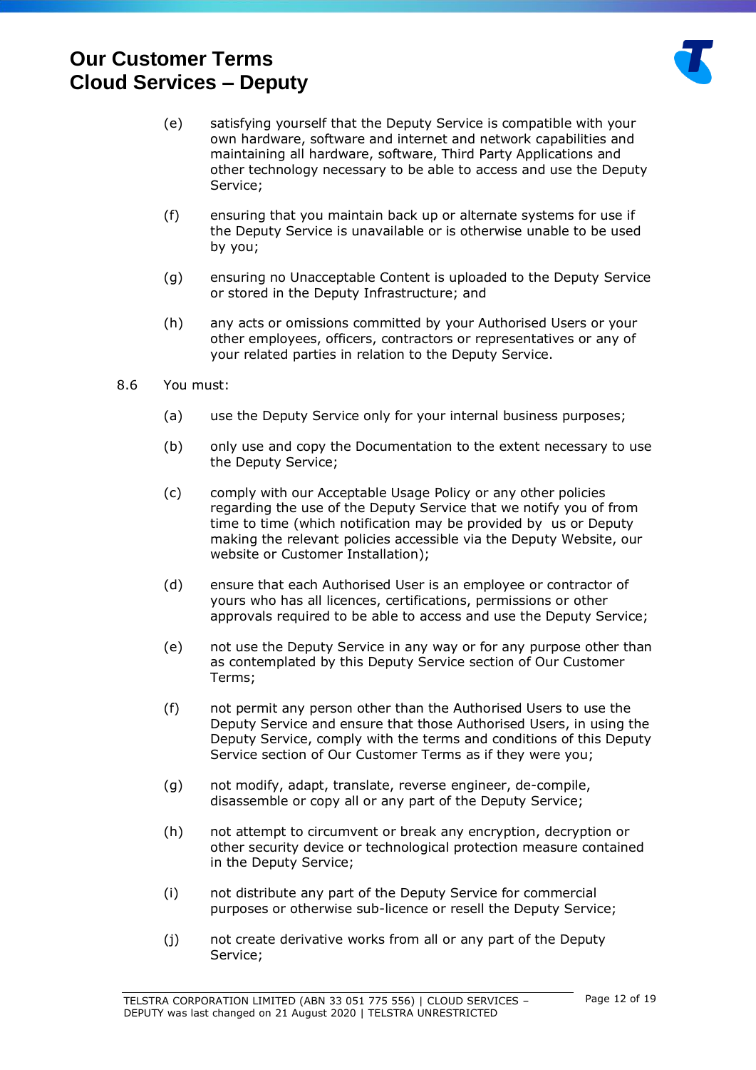(e) satisfying yourself that the Deputy Service is compatible with your own hardware, software and internet and network capabilities and maintaining all hardware, software, Third Party Applications and other technology necessary to be able to access and use the Deputy Service;

(f) ensuring that you maintain back up or alternate systems for use if the Deputy Service is unavailable or is otherwise unable to be used by you;

(g) ensuring no Unacceptable Content is uploaded to the Deputy Service or stored in the Deputy Infrastructure; and

(h) any acts or omissions committed by your Authorised Users or your other employees, officers, contractors or representatives or any of your related parties in relation to the Deputy Service.

8.6 You must:

(a) use the Deputy Service only for your internal business purposes;

(b) only use and copy the Documentation to the extent necessary to use the Deputy Service;

(c) comply with our Acceptable Usage Policy or any other policies regarding the use of the Deputy Service that we notify you of from time to time (which notification may be provided by us or Deputy making the relevant policies accessible via the Deputy Website, our website or Customer Installation);

(d) ensure that each Authorised User is an employee or contractor of yours who has all licences, certifications, permissions or other approvals required to be able to access and use the Deputy Service;

(e) not use the Deputy Service in any way or for any purpose other than as contemplated by this Deputy Service section of Our Customer Terms;

(f) not permit any person other than the Authorised Users to use the Deputy Service and ensure that those Authorised Users, in using the Deputy Service, comply with the terms and conditions of this Deputy Service section of Our Customer Terms as if they were you;

(g) not modify, adapt, translate, reverse engineer, de-compile, disassemble or copy all or any part of the Deputy Service;

(h) not attempt to circumvent or break any encryption, decryption or other security device or technological protection measure contained in the Deputy Service;

(i) not distribute any part of the Deputy Service for commercial purposes or otherwise sub-licence or resell the Deputy Service;

(j) not create derivative works from all or any part of the Deputy Service;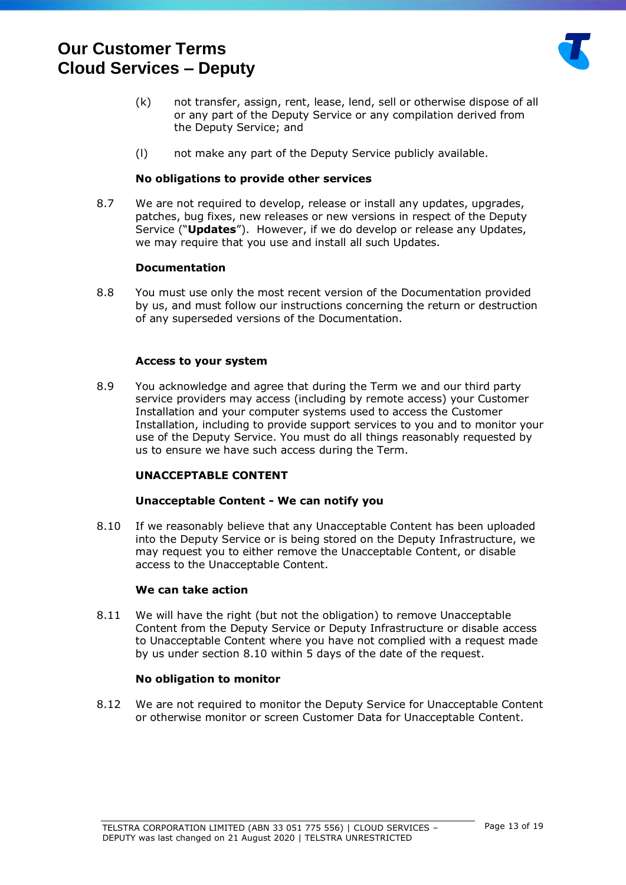(k) not transfer, assign, rent, lease, lend, sell or otherwise dispose of all or any part of the Deputy Service or any compilation derived from the Deputy Service; and

(l) not make any part of the Deputy Service publicly available.

**No obligations to provide other services**

8.7 We are not required to develop, release or install any updates, upgrades, patches, bug fixes, new releases or new versions in respect of the Deputy Service ("**Updates**"). However, if we do develop or release any Updates, we may require that you use and install all such Updates.

**Documentation**

8.8 You must use only the most recent version of the Documentation provided by us, and must follow our instructions concerning the return or destruction of any superseded versions of the Documentation.

**Access to your system**

8.9 You acknowledge and agree that during the Term we and our third party service providers may access (including by remote access) your Customer Installation and your computer systems used to access the Customer Installation, including to provide support services to you and to monitor your use of the Deputy Service. You must do all things reasonably requested by us to ensure we have such access during the Term.

**UNACCEPTABLE CONTENT**

**Unacceptable Content - We can notify you**

8.10 If we reasonably believe that any Unacceptable Content has been uploaded into the Deputy Service or is being stored on the Deputy Infrastructure, we may request you to either remove the Unacceptable Content, or disable access to the Unacceptable Content.

**We can take action**

8.11 We will have the right (but not the obligation) to remove Unacceptable Content from the Deputy Service or Deputy Infrastructure or disable access to Unacceptable Content where you have not complied with a request made by us under section 8.10 within 5 days of the date of the request.

**No obligation to monitor**

8.12 We are not required to monitor the Deputy Service for Unacceptable Content or otherwise monitor or screen Customer Data for Unacceptable Content.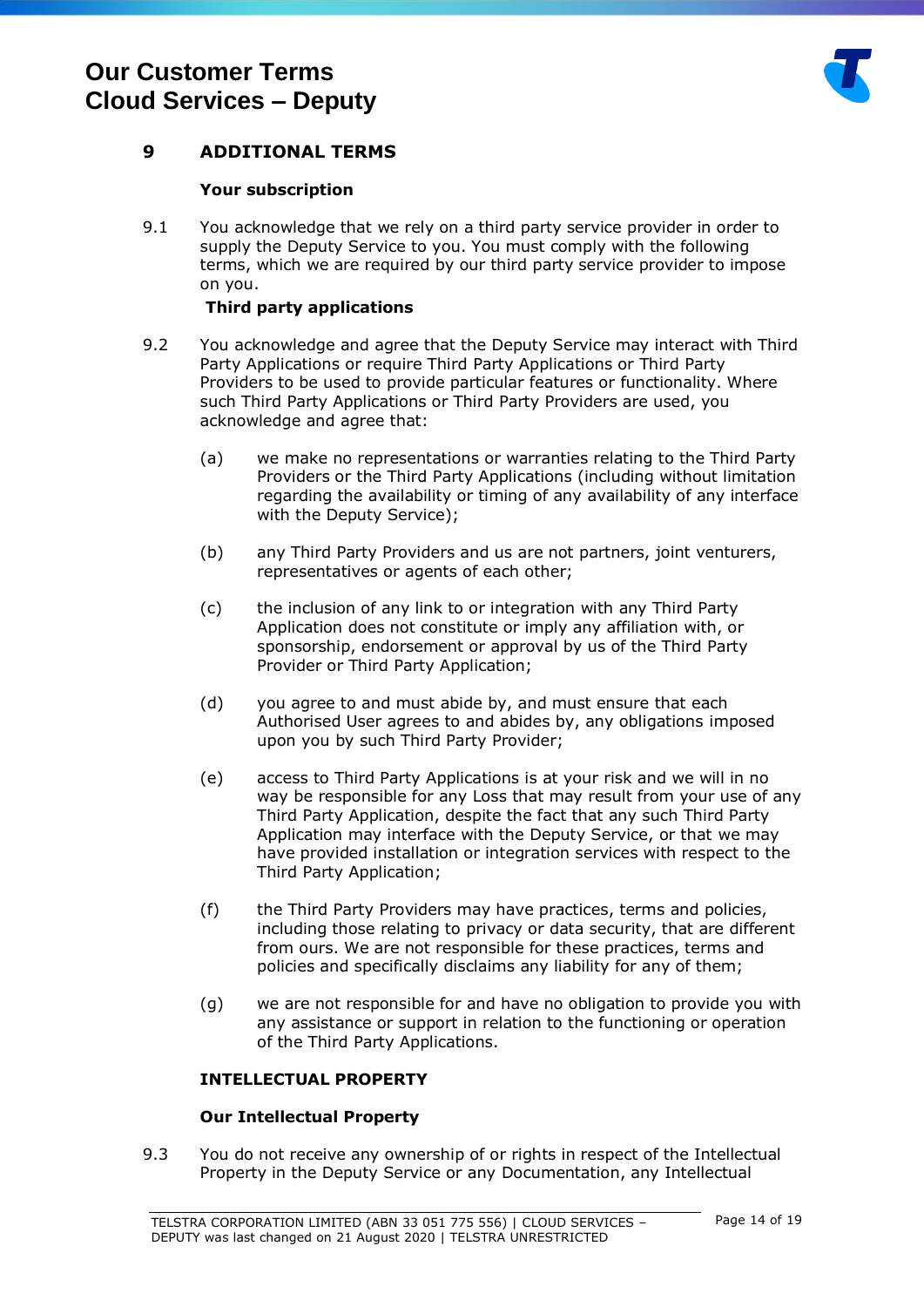## 9 ADDITIONAL TERMS

### Your subscription

9.1 You acknowledge that we rely on a third party service provider in order to supply the Deputy Service to you. You must comply with the following terms, which we are required by our third party service provider to impose on you.

### Third party applications

9.2 You acknowledge and agree that the Deputy Service may interact with Third Party Applications or require Third Party Applications or Third Party Providers to be used to provide particular features or functionality. Where such Third Party Applications or Third Party Providers are used, you acknowledge and agree that:

(a) we make no representations or warranties relating to the Third Party Providers or the Third Party Applications (including without limitation regarding the availability or timing of any availability of any interface with the Deputy Service);

(b) any Third Party Providers and us are not partners, joint venturers, representatives or agents of each other;

(c) the inclusion of any link to or integration with any Third Party Application does not constitute or imply any affiliation with, or sponsorship, endorsement or approval by us of the Third Party Provider or Third Party Application;

(d) you agree to and must abide by, and must ensure that each Authorised User agrees to and abides by, any obligations imposed upon you by such Third Party Provider;

(e) access to Third Party Applications is at your risk and we will in no way be responsible for any Loss that may result from your use of any Third Party Application, despite the fact that any such Third Party Application may interface with the Deputy Service, or that we may have provided installation or integration services with respect to the Third Party Application;

(f) the Third Party Providers may have practices, terms and policies, including those relating to privacy or data security, that are different from ours. We are not responsible for these practices, terms and policies and specifically disclaims any liability for any of them;

(g) we are not responsible for and have no obligation to provide you with any assistance or support in relation to the functioning or operation of the Third Party Applications.

### INTELLECTUAL PROPERTY

### Our Intellectual Property

9.3 You do not receive any ownership of or rights in respect of the Intellectual Property in the Deputy Service or any Documentation, any Intellectual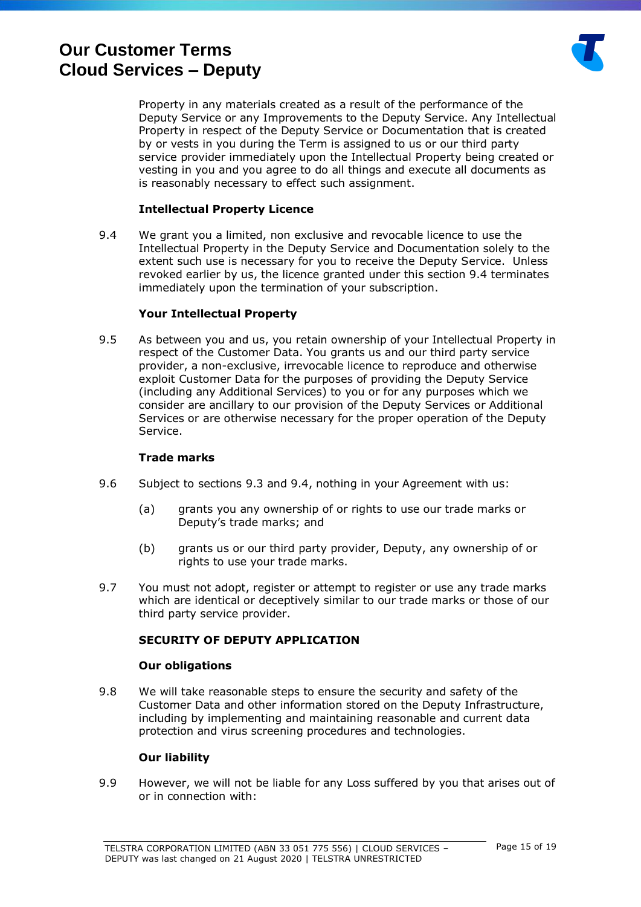Property in any materials created as a result of the performance of the Deputy Service or any Improvements to the Deputy Service. Any Intellectual Property in respect of the Deputy Service or Documentation that is created by or vests in you during the Term is assigned to us or our third party service provider immediately upon the Intellectual Property being created or vesting in you and you agree to do all things and execute all documents as is reasonably necessary to effect such assignment.

**Intellectual Property Licence**

9.4 We grant you a limited, non exclusive and revocable licence to use the Intellectual Property in the Deputy Service and Documentation solely to the extent such use is necessary for you to receive the Deputy Service. Unless revoked earlier by us, the licence granted under this section 9.4 terminates immediately upon the termination of your subscription.

**Your Intellectual Property**

9.5 As between you and us, you retain ownership of your Intellectual Property in respect of the Customer Data. You grants us and our third party service provider, a non-exclusive, irrevocable licence to reproduce and otherwise exploit Customer Data for the purposes of providing the Deputy Service (including any Additional Services) to you or for any purposes which we consider are ancillary to our provision of the Deputy Services or Additional Services or are otherwise necessary for the proper operation of the Deputy Service.

**Trade marks**

9.6 Subject to sections 9.3 and 9.4, nothing in your Agreement with us:

(a) grants you any ownership of or rights to use our trade marks or Deputy's trade marks; and

(b) grants us or our third party provider, Deputy, any ownership of or rights to use your trade marks.

9.7 You must not adopt, register or attempt to register or use any trade marks which are identical or deceptively similar to our trade marks or those of our third party service provider.

**SECURITY OF DEPUTY APPLICATION**

**Our obligations**

9.8 We will take reasonable steps to ensure the security and safety of the Customer Data and other information stored on the Deputy Infrastructure, including by implementing and maintaining reasonable and current data protection and virus screening procedures and technologies.

**Our liability**

9.9 However, we will not be liable for any Loss suffered by you that arises out of or in connection with: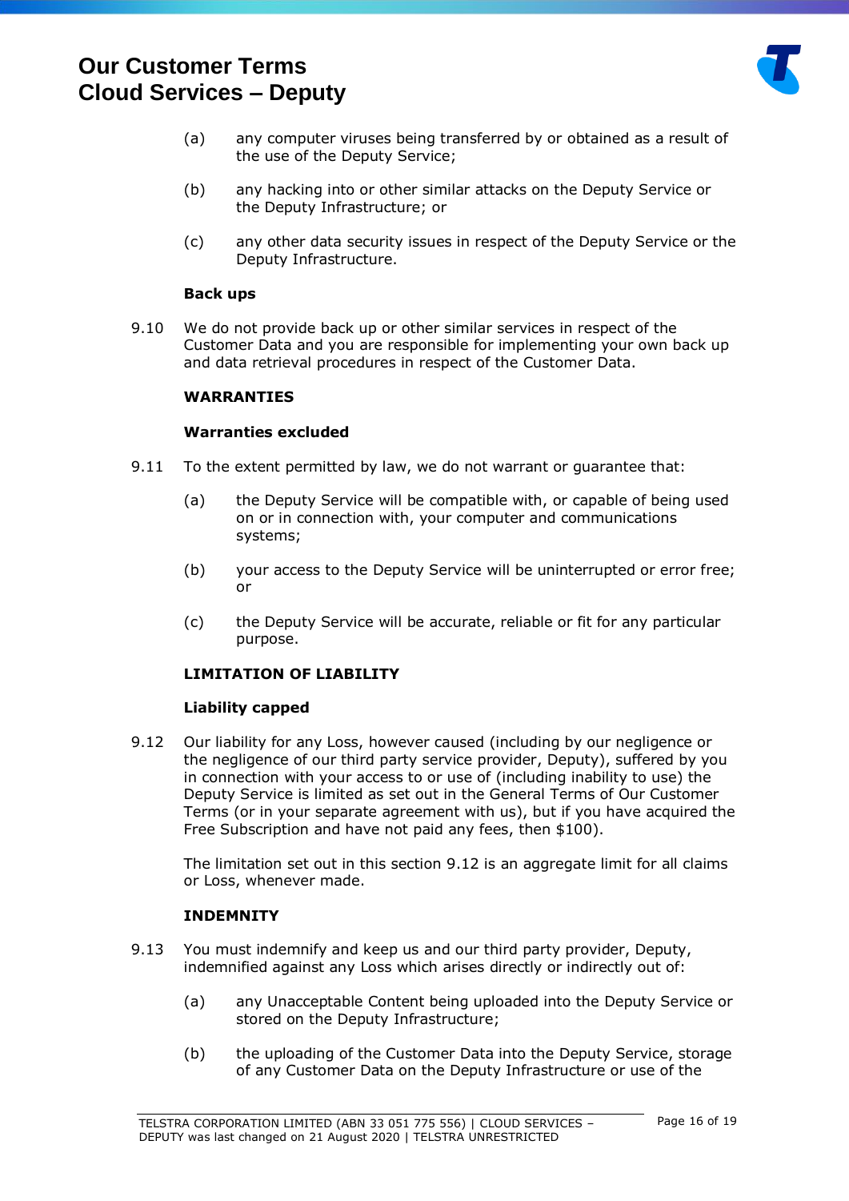(a) any computer viruses being transferred by or obtained as a result of the use of the Deputy Service;

(b) any hacking into or other similar attacks on the Deputy Service or the Deputy Infrastructure; or

(c) any other data security issues in respect of the Deputy Service or the Deputy Infrastructure.

**Back ups**

9.10 We do not provide back up or other similar services in respect of the Customer Data and you are responsible for implementing your own back up and data retrieval procedures in respect of the Customer Data.

**WARRANTIES**

**Warranties excluded**

9.11 To the extent permitted by law, we do not warrant or guarantee that:

(a) the Deputy Service will be compatible with, or capable of being used on or in connection with, your computer and communications systems;

(b) your access to the Deputy Service will be uninterrupted or error free; or

(c) the Deputy Service will be accurate, reliable or fit for any particular purpose.

**LIMITATION OF LIABILITY**

**Liability capped**

9.12 Our liability for any Loss, however caused (including by our negligence or the negligence of our third party service provider, Deputy), suffered by you in connection with your access to or use of (including inability to use) the Deputy Service is limited as set out in the General Terms of Our Customer Terms (or in your separate agreement with us), but if you have acquired the Free Subscription and have not paid any fees, then $100).

The limitation set out in this section 9.12 is an aggregate limit for all claims or Loss, whenever made.

**INDEMNITY**

9.13 You must indemnify and keep us and our third party provider, Deputy, indemnified against any Loss which arises directly or indirectly out of:

(a) any Unacceptable Content being uploaded into the Deputy Service or stored on the Deputy Infrastructure;

(b) the uploading of the Customer Data into the Deputy Service, storage of any Customer Data on the Deputy Infrastructure or use of the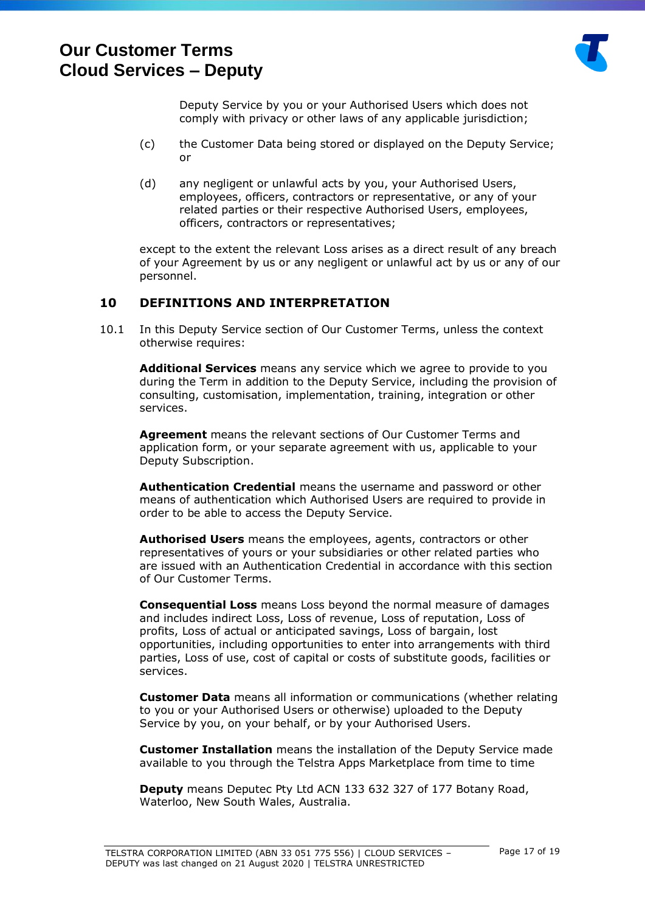Deputy Service by you or your Authorised Users which does not comply with privacy or other laws of any applicable jurisdiction;

(c) the Customer Data being stored or displayed on the Deputy Service; or

(d) any negligent or unlawful acts by you, your Authorised Users, employees, officers, contractors or representative, or any of your related parties or their respective Authorised Users, employees, officers, contractors or representatives;

except to the extent the relevant Loss arises as a direct result of any breach of your Agreement by us or any negligent or unlawful act by us or any of our personnel.

## 10 DEFINITIONS AND INTERPRETATION

10.1 In this Deputy Service section of Our Customer Terms, unless the context otherwise requires:

**Additional Services** means any service which we agree to provide to you during the Term in addition to the Deputy Service, including the provision of consulting, customisation, implementation, training, integration or other services.

**Agreement** means the relevant sections of Our Customer Terms and application form, or your separate agreement with us, applicable to your Deputy Subscription.

**Authentication Credential** means the username and password or other means of authentication which Authorised Users are required to provide in order to be able to access the Deputy Service.

**Authorised Users** means the employees, agents, contractors or other representatives of yours or your subsidiaries or other related parties who are issued with an Authentication Credential in accordance with this section of Our Customer Terms.

**Consequential Loss** means Loss beyond the normal measure of damages and includes indirect Loss, Loss of revenue, Loss of reputation, Loss of profits, Loss of actual or anticipated savings, Loss of bargain, lost opportunities, including opportunities to enter into arrangements with third parties, Loss of use, cost of capital or costs of substitute goods, facilities or services.

**Customer Data** means all information or communications (whether relating to you or your Authorised Users or otherwise) uploaded to the Deputy Service by you, on your behalf, or by your Authorised Users.

**Customer Installation** means the installation of the Deputy Service made available to you through the Telstra Apps Marketplace from time to time

**Deputy** means Deputec Pty Ltd ACN 133 632 327 of 177 Botany Road, Waterloo, New South Wales, Australia.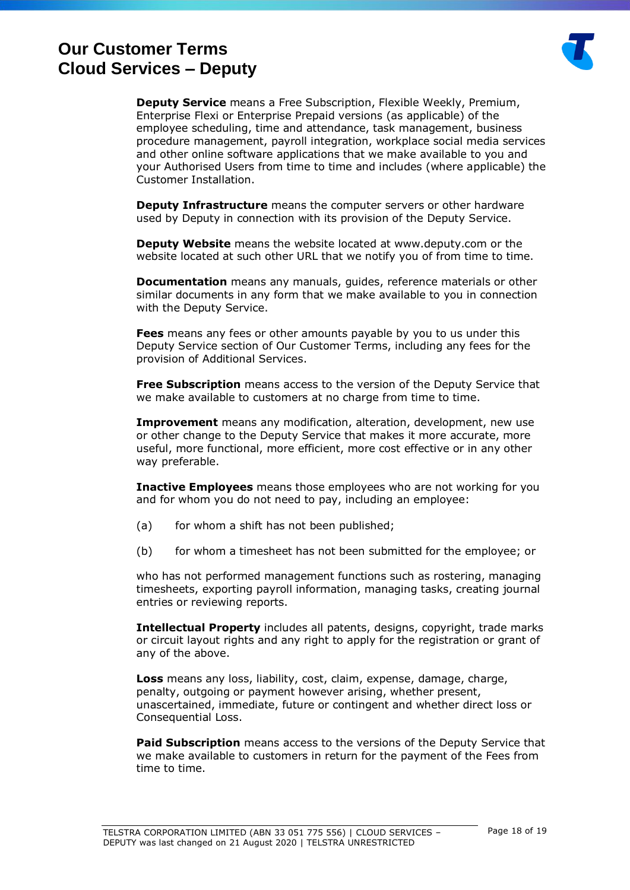**Deputy Service** means a Free Subscription, Flexible Weekly, Premium, Enterprise Flexi or Enterprise Prepaid versions (as applicable) of the employee scheduling, time and attendance, task management, business procedure management, payroll integration, workplace social media services and other online software applications that we make available to you and your Authorised Users from time to time and includes (where applicable) the Customer Installation.

**Deputy Infrastructure** means the computer servers or other hardware used by Deputy in connection with its provision of the Deputy Service.

**Deputy Website** means the website located at www.deputy.com or the website located at such other URL that we notify you of from time to time.

**Documentation** means any manuals, guides, reference materials or other similar documents in any form that we make available to you in connection with the Deputy Service.

**Fees** means any fees or other amounts payable by you to us under this Deputy Service section of Our Customer Terms, including any fees for the provision of Additional Services.

**Free Subscription** means access to the version of the Deputy Service that we make available to customers at no charge from time to time.

**Improvement** means any modification, alteration, development, new use or other change to the Deputy Service that makes it more accurate, more useful, more functional, more efficient, more cost effective or in any other way preferable.

**Inactive Employees** means those employees who are not working for you and for whom you do not need to pay, including an employee:

(a) for whom a shift has not been published;

(b) for whom a timesheet has not been submitted for the employee; or

who has not performed management functions such as rostering, managing timesheets, exporting payroll information, managing tasks, creating journal entries or reviewing reports.

**Intellectual Property** includes all patents, designs, copyright, trade marks or circuit layout rights and any right to apply for the registration or grant of any of the above.

**Loss** means any loss, liability, cost, claim, expense, damage, charge, penalty, outgoing or payment however arising, whether present, unascertained, immediate, future or contingent and whether direct loss or Consequential Loss.

**Paid Subscription** means access to the versions of the Deputy Service that we make available to customers in return for the payment of the Fees from time to time.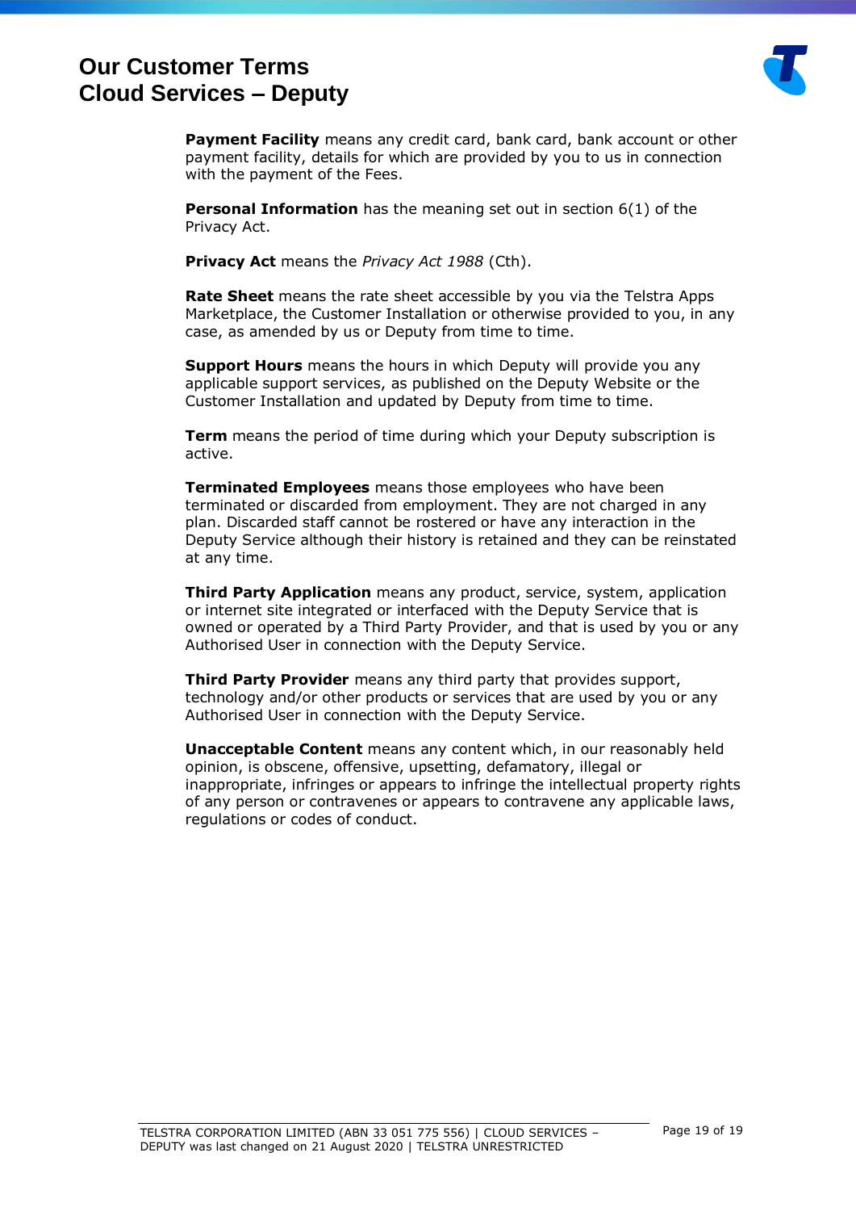**Payment Facility** means any credit card, bank card, bank account or other payment facility, details for which are provided by you to us in connection with the payment of the Fees.

**Personal Information** has the meaning set out in section 6(1) of the Privacy Act.

**Privacy Act** means the *Privacy Act 1988* (Cth).

**Rate Sheet** means the rate sheet accessible by you via the Telstra Apps Marketplace, the Customer Installation or otherwise provided to you, in any case, as amended by us or Deputy from time to time.

**Support Hours** means the hours in which Deputy will provide you any applicable support services, as published on the Deputy Website or the Customer Installation and updated by Deputy from time to time.

**Term** means the period of time during which your Deputy subscription is active.

**Terminated Employees** means those employees who have been terminated or discarded from employment. They are not charged in any plan. Discarded staff cannot be rostered or have any interaction in the Deputy Service although their history is retained and they can be reinstated at any time.

**Third Party Application** means any product, service, system, application or internet site integrated or interfaced with the Deputy Service that is owned or operated by a Third Party Provider, and that is used by you or any Authorised User in connection with the Deputy Service.

**Third Party Provider** means any third party that provides support, technology and/or other products or services that are used by you or any Authorised User in connection with the Deputy Service.

**Unacceptable Content** means any content which, in our reasonably held opinion, is obscene, offensive, upsetting, defamatory, illegal or inappropriate, infringes or appears to infringe the intellectual property rights of any person or contravenes or appears to contravene any applicable laws, regulations or codes of conduct.